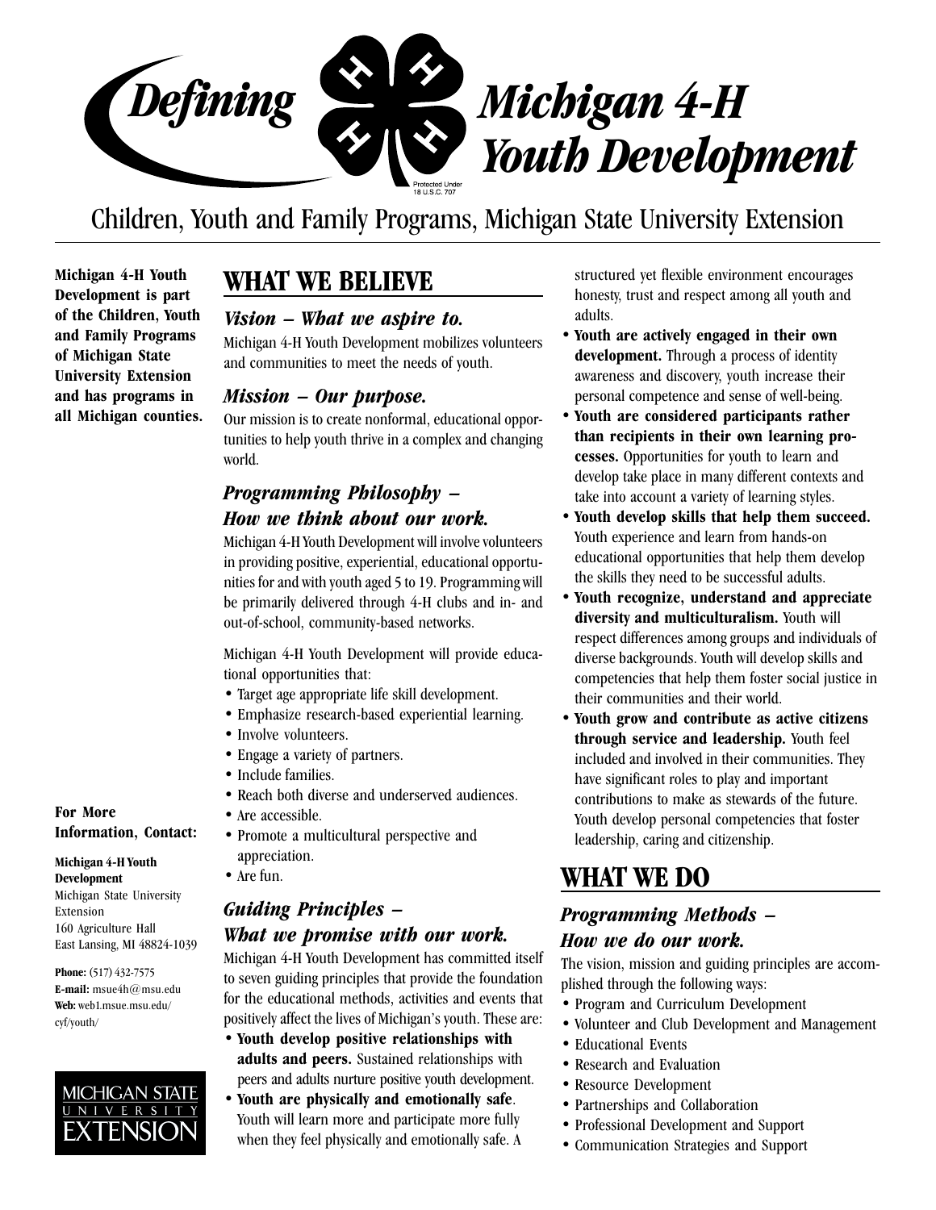# Defining Michigan 4-H Youth Development

Protected Under 18 U.S.C. 707

Children, Youth and Family Programs, Michigan State University Extension

**Michigan 4-H Youth Development is part of the Children, Youth and Family Programs of Michigan State University Extension and has programs in all Michigan counties.**

## WHAT WE BELIEVE

### *Vision – What we aspire to.*

Michigan 4-H Youth Development mobilizes volunteers and communities to meet the needs of youth.

### *Mission – Our purpose.*

Our mission is to create nonformal, educational opportunities to help youth thrive in a complex and changing world.

### *Programming Philosophy – How we think about our work.*

Michigan 4-H Youth Development will involve volunteers in providing positive, experiential, educational opportunities for and with youth aged 5 to 19. Programming will be primarily delivered through 4-H clubs and in- and out-of-school, community-based networks.

Michigan 4-H Youth Development will provide educational opportunities that:

- Target age appropriate life skill development.
- Emphasize research-based experiential learning.
- Involve volunteers.
- Engage a variety of partners.
- Include families.
- Reach both diverse and underserved audiences.
- Are accessible.
- Promote a multicultural perspective and appreciation.
- Are fun.

### *Guiding Principles – What we promise with our work.*

Michigan 4-H Youth Development has committed itself to seven guiding principles that provide the foundation for the educational methods, activities and events that positively affect the lives of Michigan's youth. These are:

- **Youth develop positive relationships with adults and peers.** Sustained relationships with peers and adults nurture positive youth development.
- **Youth are physically and emotionally safe**. Youth will learn more and participate more fully when they feel physically and emotionally safe. A structured yet flexible environment encourages honesty, trust and respect among all youth and adults.
- **Youth are actively engaged in their own development.** Through a process of identity awareness and discovery, youth increase their personal competence and sense of well-being.
- **Youth are considered participants rather than recipients in their own learning processes.** Opportunities for youth to learn and develop take place in many different contexts and take into account a variety of learning styles.
- **Youth develop skills that help them succeed.** Youth experience and learn from hands-on educational opportunities that help them develop the skills they need to be successful adults.
- **Youth recognize, understand and appreciate diversity and multiculturalism.** Youth will respect differences among groups and individuals of diverse backgrounds. Youth will develop skills and competencies that help them foster social justice in their communities and their world.
- **Youth grow and contribute as active citizens through service and leadership.** Youth feel included and involved in their communities. They have significant roles to play and important contributions to make as stewards of the future. Youth develop personal competencies that foster leadership, caring and citizenship.

## WHAT WE DO

### *Programming Methods – How we do our work.*

The vision, mission and guiding principles are accomplished through the following ways:

- Program and Curriculum Development
- Volunteer and Club Development and Management
- Educational Events
- Research and Evaluation
- Resource Development
- Partnerships and Collaboration
- Professional Development and Support
- Communication Strategies and Support

**For More Information, Contact:**

**Michigan 4-H Youth Development**
Michigan State University Extension
160 Agriculture Hall
East Lansing, MI 48824-1039

**Phone:** (517) 432-7575
**E-mail:** msue4h@msu.edu
**Web:** web1.msue.msu.edu/cyf/youth/

MICHIGAN STATE UNIVERSITY EXTENSION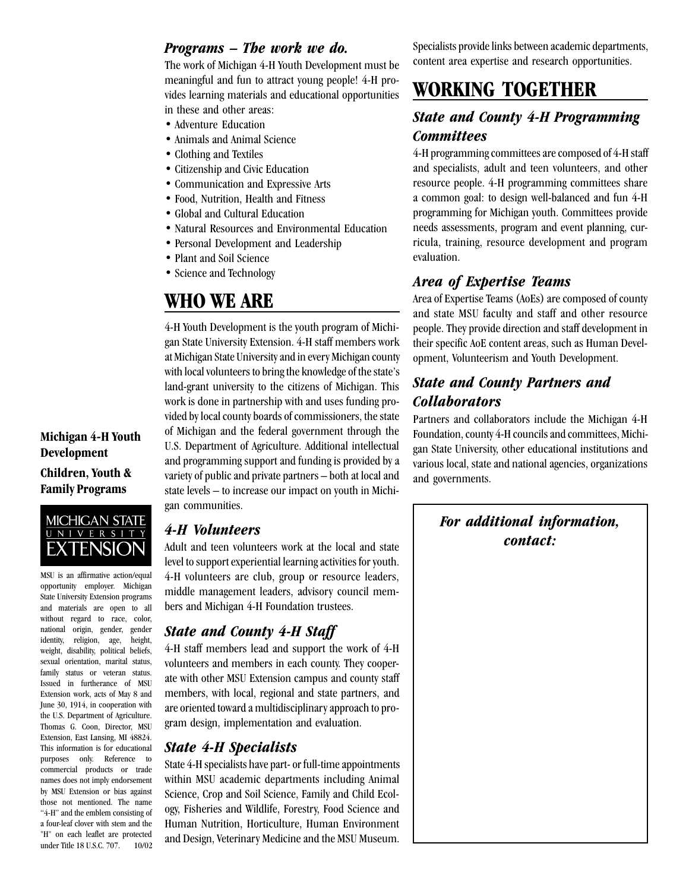### *Programs – The work we do.*

The work of Michigan 4-H Youth Development must be meaningful and fun to attract young people! 4-H provides learning materials and educational opportunities in these and other areas:

- Adventure Education
- Animals and Animal Science
- Clothing and Textiles
- Citizenship and Civic Education
- Communication and Expressive Arts
- Food, Nutrition, Health and Fitness
- Global and Cultural Education
- Natural Resources and Environmental Education
- Personal Development and Leadership
- Plant and Soil Science
- Science and Technology

## WHO WE ARE

4-H Youth Development is the youth program of Michigan State University Extension. 4-H staff members work at Michigan State University and in every Michigan county with local volunteers to bring the knowledge of the state's land-grant university to the citizens of Michigan. This work is done in partnership with and uses funding provided by local county boards of commissioners, the state of Michigan and the federal government through the U.S. Department of Agriculture. Additional intellectual and programming support and funding is provided by a variety of public and private partners – both at local and state levels – to increase our impact on youth in Michigan communities.

### *4-H Volunteers*

Adult and teen volunteers work at the local and state level to support experiential learning activities for youth. 4-H volunteers are club, group or resource leaders, middle management leaders, advisory council members and Michigan 4-H Foundation trustees.

### *State and County 4-H Staff*

4-H staff members lead and support the work of 4-H volunteers and members in each county. They cooperate with other MSU Extension campus and county staff members, with local, regional and state partners, and are oriented toward a multidisciplinary approach to program design, implementation and evaluation.

### *State 4-H Specialists*

State 4-H specialists have part- or full-time appointments within MSU academic departments including Animal Science, Crop and Soil Science, Family and Child Ecology, Fisheries and Wildlife, Forestry, Food Science and Human Nutrition, Horticulture, Human Environment and Design, Veterinary Medicine and the MSU Museum. Specialists provide links between academic departments, content area expertise and research opportunities.

## WORKING TOGETHER

### *State and County 4-H Programming Committees*

4-H programming committees are composed of 4-H staff and specialists, adult and teen volunteers, and other resource people. 4-H programming committees share a common goal: to design well-balanced and fun 4-H programming for Michigan youth. Committees provide needs assessments, program and event planning, curricula, training, resource development and program evaluation.

### *Area of Expertise Teams*

Area of Expertise Teams (AoEs) are composed of county and state MSU faculty and staff and other resource people. They provide direction and staff development in their specific AoE content areas, such as Human Development, Volunteerism and Youth Development.

### *State and County Partners and Collaborators*

Partners and collaborators include the Michigan 4-H Foundation, county 4-H councils and committees, Michigan State University, other educational institutions and various local, state and national agencies, organizations and governments.

***For additional information, contact:***

**Michigan 4-H Youth Development**

**Children, Youth & Family Programs**

MICHIGAN STATE UNIVERSITY EXTENSION

MSU is an affirmative action/equal opportunity employer. Michigan State University Extension programs and materials are open to all without regard to race, color, national origin, gender, gender identity, religion, age, height, weight, disability, political beliefs, sexual orientation, marital status, family status or veteran status. Issued in furtherance of MSU Extension work, acts of May 8 and June 30, 1914, in cooperation with the U.S. Department of Agriculture. Thomas G. Coon, Director, MSU Extension, East Lansing, MI 48824. This information is for educational purposes only. Reference to commercial products or trade names does not imply endorsement by MSU Extension or bias against those not mentioned. The name "4-H" and the emblem consisting of a four-leaf clover with stem and the "H" on each leaflet are protected under Title 18 U.S.C. 707. 10/02